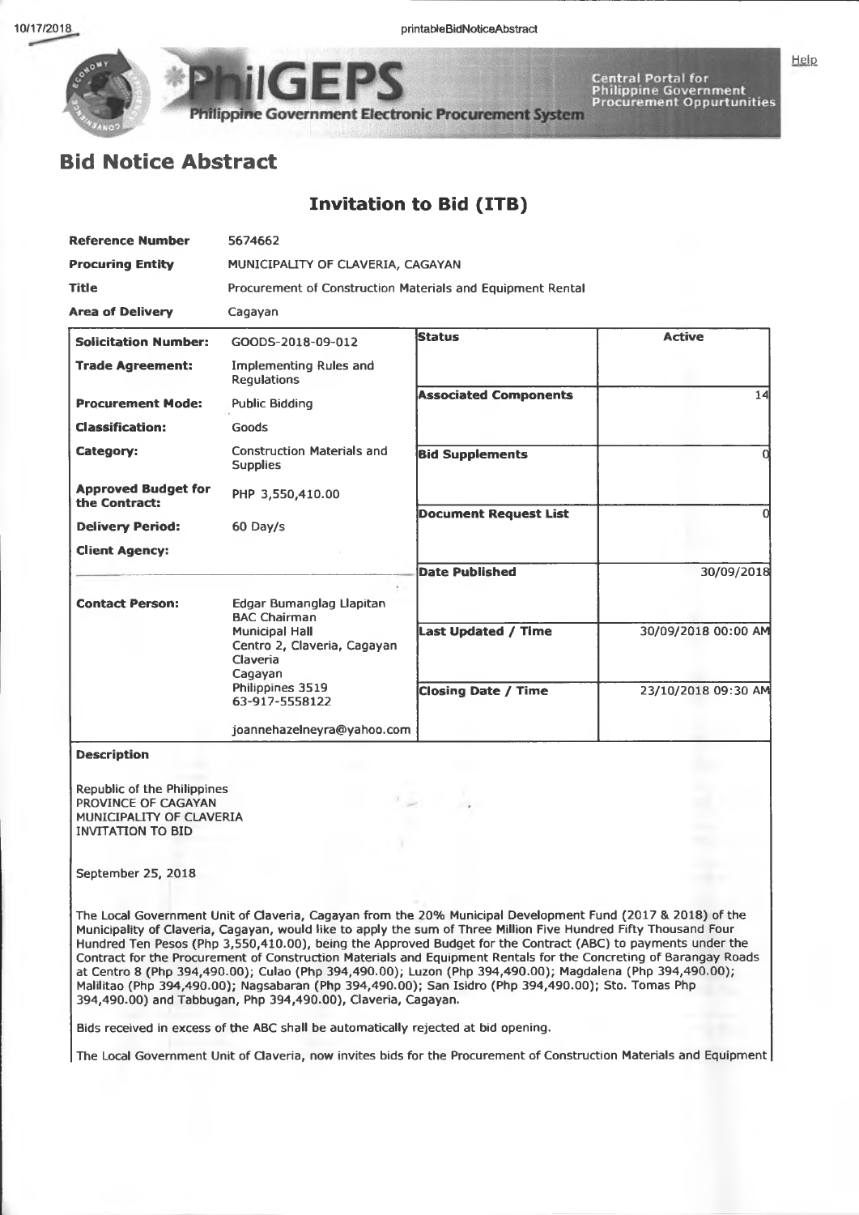# Bid Notice Abstract

## Invitation to Bid (ITB)

| | |
|---|---|
| **Reference Number** | 5674662 |
| **Procuring Entity** | MUNICIPALITY OF CLAVERIA, CAGAYAN |
| **Title** | Procurement of Construction Materials and Equipment Rental |
| **Area of Delivery** | Cagayan |

| | | | |
|---|---|---|---|
| **Solicitation Number:** | GOODS-2018-09-012 | **Status** | **Active** |
| **Trade Agreement:** | Implementing Rules and Regulations | | |
| **Procurement Mode:** | Public Bidding | **Associated Components** | 14 |
| **Classification:** | Goods | | |
| **Category:** | Construction Materials and Supplies | **Bid Supplements** | 0 |
| **Approved Budget for the Contract:** | PHP 3,550,410.00 | | |
| **Delivery Period:** | 60 Day/s | **Document Request List** | 0 |
| **Client Agency:** | | | |
| | | **Date Published** | 30/09/2018 |
| **Contact Person:** | Edgar Bumanglag Llapitan<br>BAC Chairman<br>Municipal Hall<br>Centro 2, Claveria, Cagayan<br>Claveria<br>Cagayan<br>Philippines 3519<br>63-917-5558122<br><br>joannehazelneyra@yahoo.com | **Last Updated / Time** | 30/09/2018 00:00 AM |
| | | **Closing Date / Time** | 23/10/2018 09:30 AM |

**Description**

Republic of the Philippines
PROVINCE OF CAGAYAN
MUNICIPALITY OF CLAVERIA
INVITATION TO BID

September 25, 2018

The Local Government Unit of Claveria, Cagayan from the 20% Municipal Development Fund (2017 & 2018) of the Municipality of Claveria, Cagayan, would like to apply the sum of Three Million Five Hundred Fifty Thousand Four Hundred Ten Pesos (Php 3,550,410.00), being the Approved Budget for the Contract (ABC) to payments under the Contract for the Procurement of Construction Materials and Equipment Rentals for the Concreting of Barangay Roads at Centro 8 (Php 394,490.00); Culao (Php 394,490.00); Luzon (Php 394,490.00); Magdalena (Php 394,490.00); Malilitao (Php 394,490.00); Nagsabaran (Php 394,490.00); San Isidro (Php 394,490.00); Sto. Tomas Php 394,490.00) and Tabbugan, Php 394,490.00), Claveria, Cagayan.

Bids received in excess of the ABC shall be automatically rejected at bid opening.

The Local Government Unit of Claveria, now invites bids for the Procurement of Construction Materials and Equipment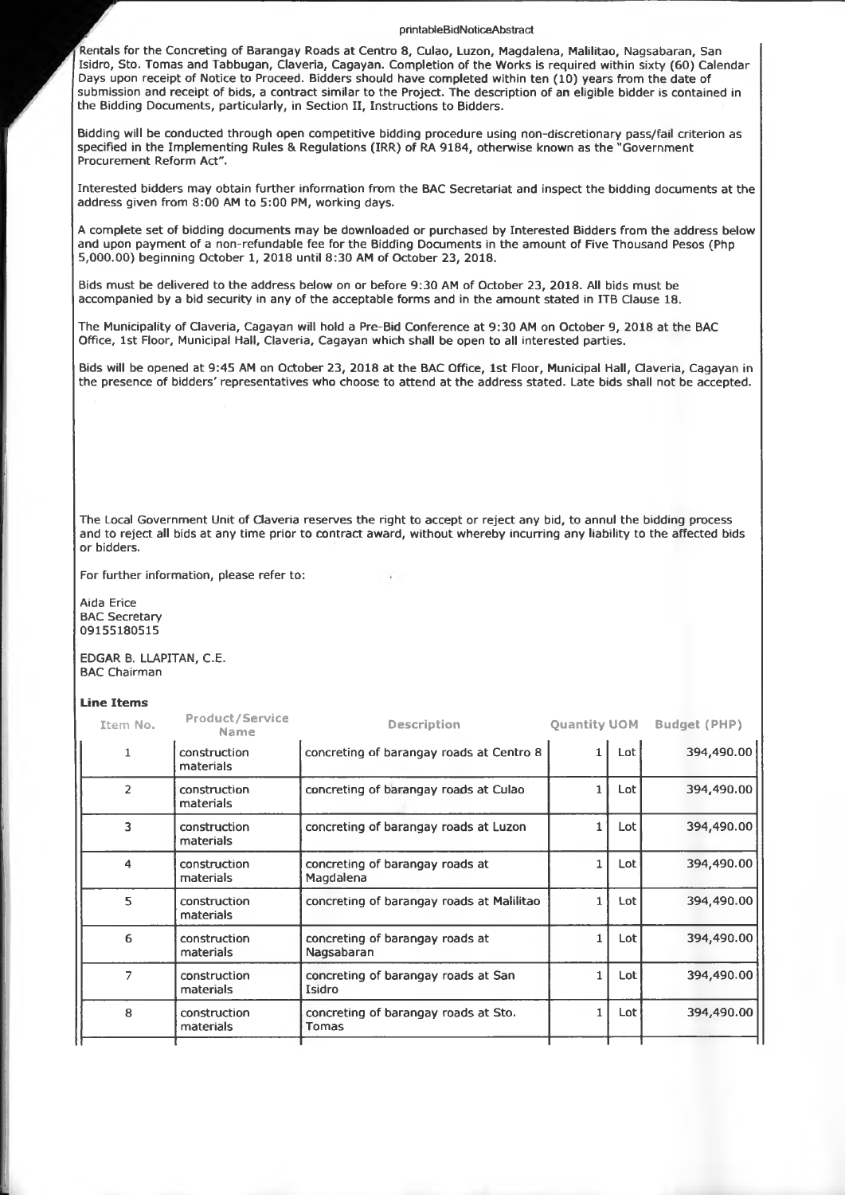Rentals for the Concreting of Barangay Roads at Centro 8, Culao, Luzon, Magdalena, Malilitao, Nagsabaran, San Isidro, Sto. Tomas and Tabbugan, Claveria, Cagayan. Completion of the Works is required within sixty (60) Calendar Days upon receipt of Notice to Proceed. Bidders should have completed within ten (10) years from the date of submission and receipt of bids, a contract similar to the Project. The description of an eligible bidder is contained in the Bidding Documents, particularly, in Section II, Instructions to Bidders.

Bidding will be conducted through open competitive bidding procedure using non-discretionary pass/fail criterion as specified in the Implementing Rules & Regulations (IRR) of RA 9184, otherwise known as the "Government Procurement Reform Act".

Interested bidders may obtain further information from the BAC Secretariat and inspect the bidding documents at the address given from 8:00 AM to 5:00 PM, working days.

A complete set of bidding documents may be downloaded or purchased by Interested Bidders from the address below and upon payment of a non-refundable fee for the Bidding Documents in the amount of Five Thousand Pesos (Php 5,000.00) beginning October 1, 2018 until 8:30 AM of October 23, 2018.

Bids must be delivered to the address below on or before 9:30 AM of October 23, 2018. All bids must be accompanied by a bid security in any of the acceptable forms and in the amount stated in ITB Clause 18.

The Municipality of Claveria, Cagayan will hold a Pre-Bid Conference at 9:30 AM on October 9, 2018 at the BAC Office, 1st Floor, Municipal Hall, Claveria, Cagayan which shall be open to all interested parties.

Bids will be opened at 9:45 AM on October 23, 2018 at the BAC Office, 1st Floor, Municipal Hall, Claveria, Cagayan in the presence of bidders' representatives who choose to attend at the address stated. Late bids shall not be accepted.

The Local Government Unit of Claveria reserves the right to accept or reject any bid, to annul the bidding process and to reject all bids at any time prior to contract award, without whereby incurring any liability to the affected bids or bidders.

For further information, please refer to:

Aida Erice
BAC Secretary
09155180515

EDGAR B. LLAPITAN, C.E.
BAC Chairman

**Line Items**

| Item No. | Product/Service Name | Description | Quantity | UOM | Budget (PHP) |
|---|---|---|---|---|---|
| 1 | construction materials | concreting of barangay roads at Centro 8 | 1 | Lot | 394,490.00 |
| 2 | construction materials | concreting of barangay roads at Culao | 1 | Lot | 394,490.00 |
| 3 | construction materials | concreting of barangay roads at Luzon | 1 | Lot | 394,490.00 |
| 4 | construction materials | concreting of barangay roads at Magdalena | 1 | Lot | 394,490.00 |
| 5 | construction materials | concreting of barangay roads at Malilitao | 1 | Lot | 394,490.00 |
| 6 | construction materials | concreting of barangay roads at Nagsabaran | 1 | Lot | 394,490.00 |
| 7 | construction materials | concreting of barangay roads at San Isidro | 1 | Lot | 394,490.00 |
| 8 | construction materials | concreting of barangay roads at Sto. Tomas | 1 | Lot | 394,490.00 |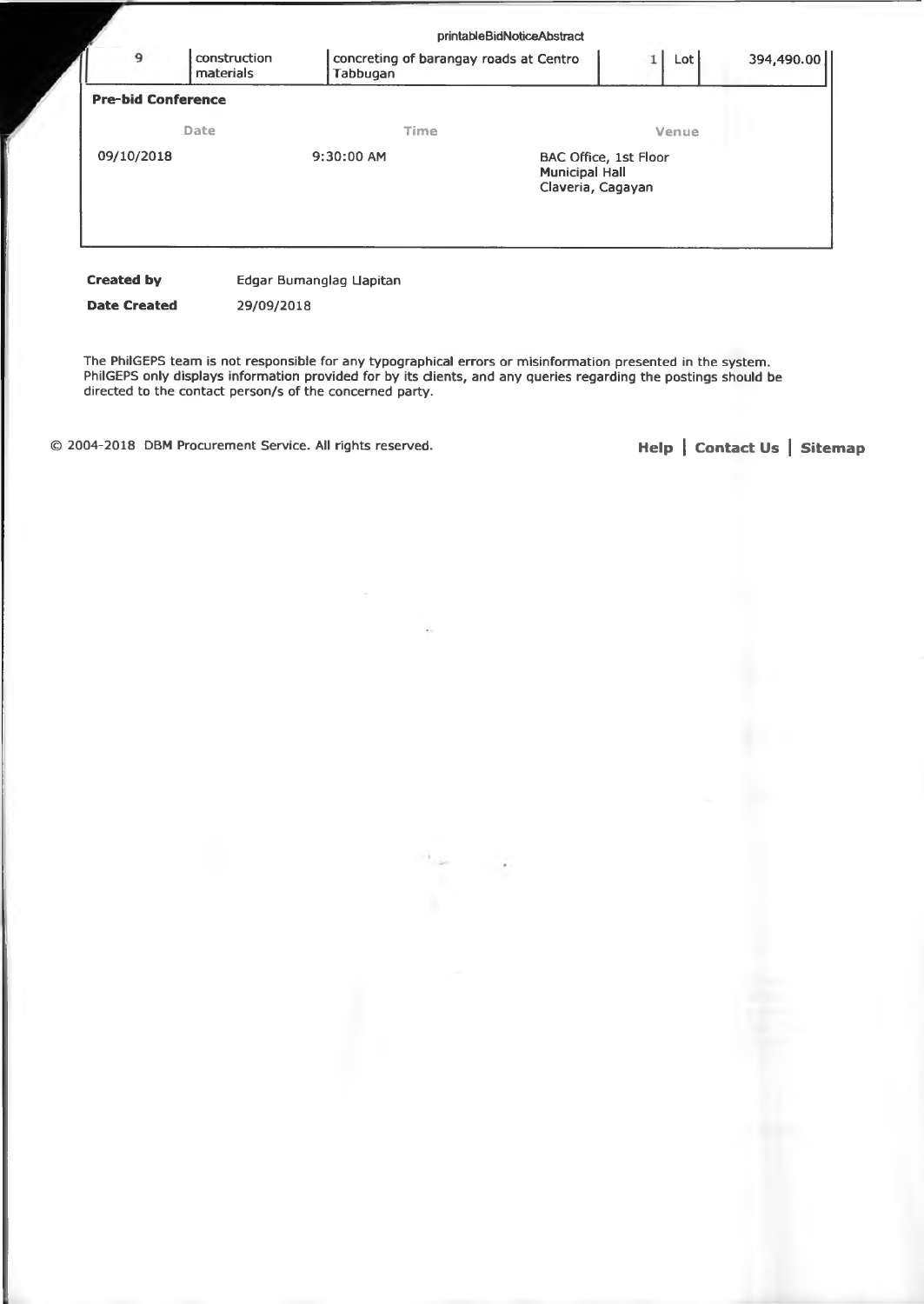| | | | | | |
|---|---|---|---|---|---|
| 9 | construction materials | concreting of barangay roads at Centro Tabbugan | 1 | Lot | 394,490.00 |

**Pre-bid Conference**

| Date | Time | Venue |
|---|---|---|
| 09/10/2018 | 9:30:00 AM | BAC Office, 1st Floor Municipal Hall Claveria, Cagayan |

**Created by** Edgar Bumanglag Llapitan

**Date Created** 29/09/2018

The PhilGEPS team is not responsible for any typographical errors or misinformation presented in the system. PhilGEPS only displays information provided for by its clients, and any queries regarding the postings should be directed to the contact person/s of the concerned party.

© 2004-2018 DBM Procurement Service. All rights reserved.

**Help | Contact Us | Sitemap**